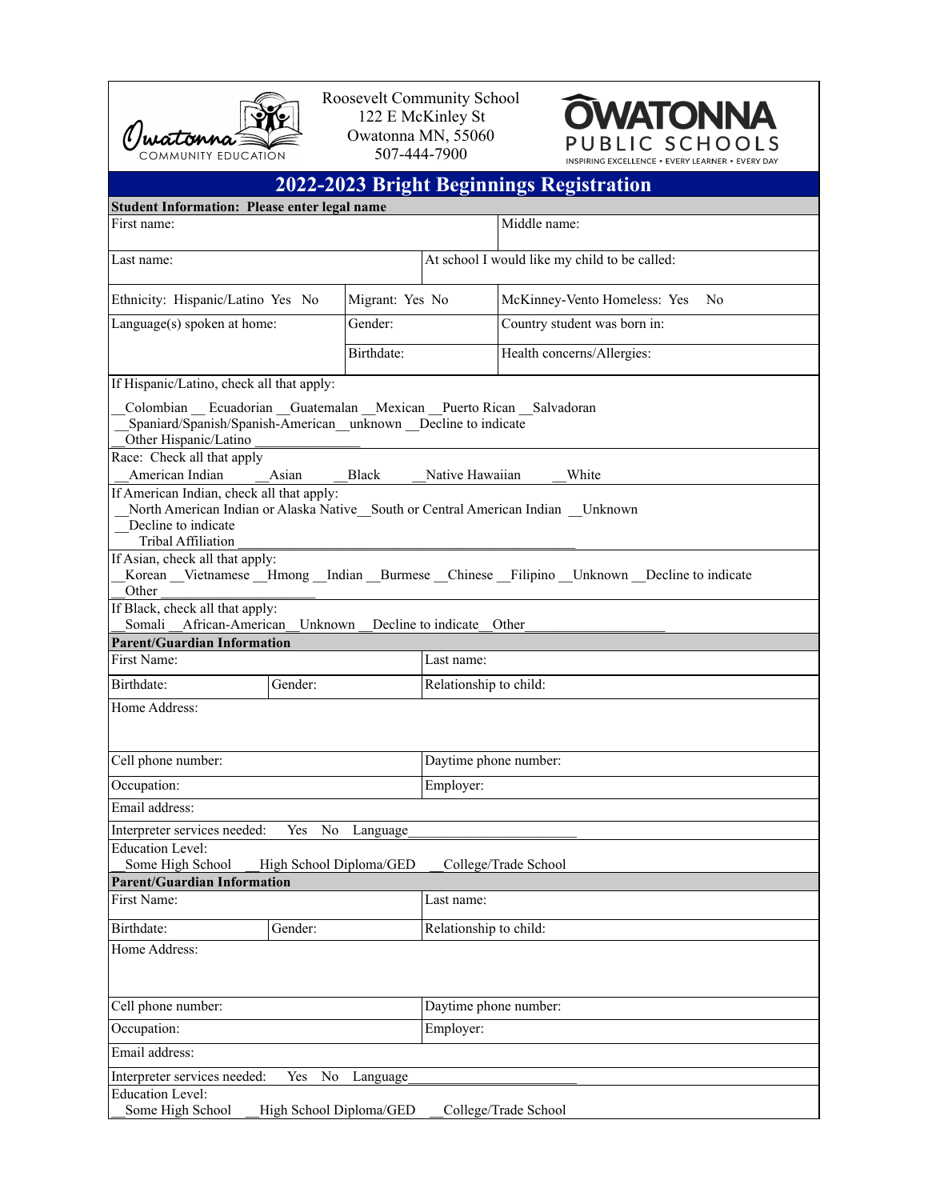Owatonna Community Education

Roosevelt Community School
122 E McKinley St
Owatonna MN, 55060
507-444-7900

OWATONNA PUBLIC SCHOOLS
INSPIRING EXCELLENCE • EVERY LEARNER • EVERY DAY

# 2022-2023 Bright Beginnings Registration

**Student Information: Please enter legal name**

| First name: | Middle name: |
|---|---|
| Last name: | At school I would like my child to be called: |

| Ethnicity: Hispanic/Latino Yes No | Migrant: Yes No | McKinney-Vento Homeless: Yes No |
|---|---|---|
| Language(s) spoken at home: | Gender: | Country student was born in: |
| | Birthdate: | Health concerns/Allergies: |

If Hispanic/Latino, check all that apply:

__Colombian __ Ecuadorian __Guatemalan __Mexican __Puerto Rican __Salvadoran
__Spaniard/Spanish/Spanish-American__unknown __Decline to indicate
__Other Hispanic/Latino ______________

Race: Check all that apply
__American Indian __Asian __Black __Native Hawaiian __White

If American Indian, check all that apply:
__North American Indian or Alaska Native__South or Central American Indian __Unknown
__Decline to indicate
Tribal Affiliation ______________________________________________

If Asian, check all that apply:
__Korean __Vietnamese __Hmong __Indian __Burmese __Chinese __Filipino __Unknown __Decline to indicate
__Other __________________

If Black, check all that apply:
__Somali __African-American __Unknown __Decline to indicate __Other__________________

**Parent/Guardian Information**

| First Name: | | Last name: |
|---|---|---|
| Birthdate: | Gender: | Relationship to child: |

Home Address:

| Cell phone number: | Daytime phone number: |
|---|---|
| Occupation: | Employer: |

Email address:

Interpreter services needed: Yes No Language____________________

Education Level:
__Some High School __High School Diploma/GED __College/Trade School

**Parent/Guardian Information**

| First Name: | | Last name: |
|---|---|---|
| Birthdate: | Gender: | Relationship to child: |

Home Address:

| Cell phone number: | Daytime phone number: |
|---|---|
| Occupation: | Employer: |

Email address:

Interpreter services needed: Yes No Language____________________

Education Level:
__Some High School __High School Diploma/GED __College/Trade School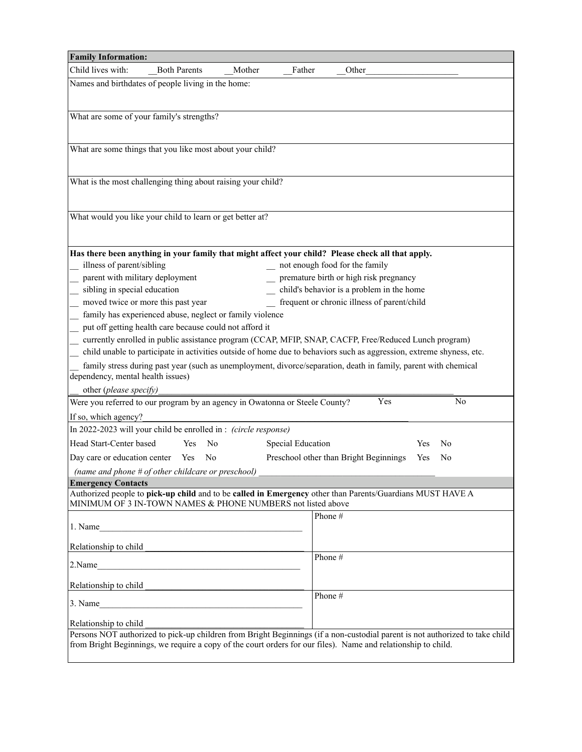**Family Information:**

Child lives with: __Both Parents __Mother __Father __Other____________________

Names and birthdates of people living in the home:

What are some of your family's strengths?

What are some things that you like most about your child?

What is the most challenging thing about raising your child?

What would you like your child to learn or get better at?

**Has there been anything in your family that might affect your child? Please check all that apply.**

__ illness of parent/sibling
__ not enough food for the family
__ parent with military deployment
__ premature birth or high risk pregnancy
__ sibling in special education
__ child's behavior is a problem in the home
__ moved twice or more this past year
__ frequent or chronic illness of parent/child
__ family has experienced abuse, neglect or family violence
__ put off getting health care because could not afford it
__ currently enrolled in public assistance program (CCAP, MFIP, SNAP, CACFP, Free/Reduced Lunch program)
__ child unable to participate in activities outside of home due to behaviors such as aggression, extreme shyness, etc.
__ family stress during past year (such as unemployment, divorce/separation, death in family, parent with chemical dependency, mental health issues)
__ other (*please specify*)________________________________________________________________

Were you referred to our program by an agency in Owatonna or Steele County? Yes No

If so, which agency?______________________________________________________________

In 2022-2023 will your child be enrolled in : *(circle response)*

| | | | | | |
|---|---|---|---|---|---|
| Head Start-Center based | Yes | No | Special Education | Yes | No |
| Day care or education center | Yes | No | Preschool other than Bright Beginnings | Yes | No |

*(name and phone # of other childcare or preschool)* ________________________________________

**Emergency Contacts**

Authorized people to **pick-up child** and to be **called in Emergency** other than Parents/Guardians MUST HAVE A MINIMUM OF 3 IN-TOWN NAMES & PHONE NUMBERS not listed above

| | |
|---|---|
| 1. Name_______________________________________________ Relationship to child ____________________________________ | Phone # |
| 2.Name_______________________________________________ Relationship to child ____________________________________ | Phone # |
| 3. Name_______________________________________________ Relationship to child ____________________________________ | Phone # |

Persons NOT authorized to pick-up children from Bright Beginnings (if a non-custodial parent is not authorized to take child from Bright Beginnings, we require a copy of the court orders for our files). Name and relationship to child.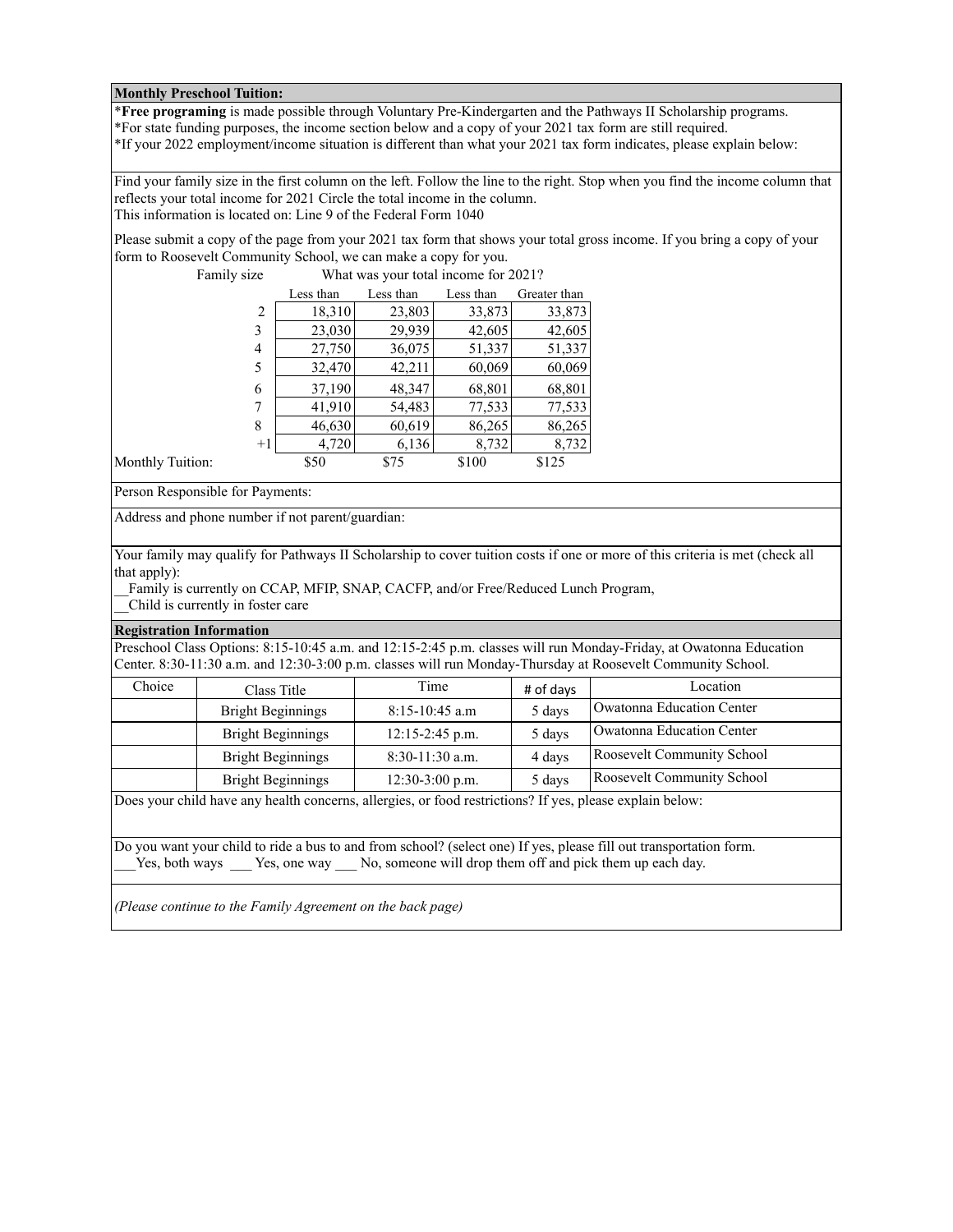**Monthly Preschool Tuition:**

\***Free programing** is made possible through Voluntary Pre-Kindergarten and the Pathways II Scholarship programs.
*For state funding purposes, the income section below and a copy of your 2021 tax form are still required.
*If your 2022 employment/income situation is different than what your 2021 tax form indicates, please explain below:

Find your family size in the first column on the left. Follow the line to the right. Stop when you find the income column that reflects your total income for 2021 Circle the total income in the column.
This information is located on: Line 9 of the Federal Form 1040

Please submit a copy of the page from your 2021 tax form that shows your total gross income. If you bring a copy of your form to Roosevelt Community School, we can make a copy for you.

| Family size | What was your total income for 2021? | | | |
|---|---|---|---|---|
| | Less than | Less than | Less than | Greater than |
| 2 | 18,310 | 23,803 | 33,873 | 33,873 |
| 3 | 23,030 | 29,939 | 42,605 | 42,605 |
| 4 | 27,750 | 36,075 | 51,337 | 51,337 |
| 5 | 32,470 | 42,211 | 60,069 | 60,069 |
| 6 | 37,190 | 48,347 | 68,801 | 68,801 |
| 7 | 41,910 | 54,483 | 77,533 | 77,533 |
| 8 | 46,630 | 60,619 | 86,265 | 86,265 |
| +1 | 4,720 | 6,136 | 8,732 | 8,732 |
| Monthly Tuition: | $50 | $75 | $100 | $125 |

Person Responsible for Payments:

Address and phone number if not parent/guardian:

Your family may qualify for Pathways II Scholarship to cover tuition costs if one or more of this criteria is met (check all that apply):
__Family is currently on CCAP, MFIP, SNAP, CACFP, and/or Free/Reduced Lunch Program,
__Child is currently in foster care

**Registration Information**

Preschool Class Options: 8:15-10:45 a.m. and 12:15-2:45 p.m. classes will run Monday-Friday, at Owatonna Education Center. 8:30-11:30 a.m. and 12:30-3:00 p.m. classes will run Monday-Thursday at Roosevelt Community School.

| Choice | Class Title | Time | # of days | Location |
|---|---|---|---|---|
| | Bright Beginnings | 8:15-10:45 a.m | 5 days | Owatonna Education Center |
| | Bright Beginnings | 12:15-2:45 p.m. | 5 days | Owatonna Education Center |
| | Bright Beginnings | 8:30-11:30 a.m. | 4 days | Roosevelt Community School |
| | Bright Beginnings | 12:30-3:00 p.m. | 5 days | Roosevelt Community School |

Does your child have any health concerns, allergies, or food restrictions? If yes, please explain below:

Do you want your child to ride a bus to and from school? (select one) If yes, please fill out transportation form.
___Yes, both ways ___ Yes, one way ___ No, someone will drop them off and pick them up each day.

*(Please continue to the Family Agreement on the back page)*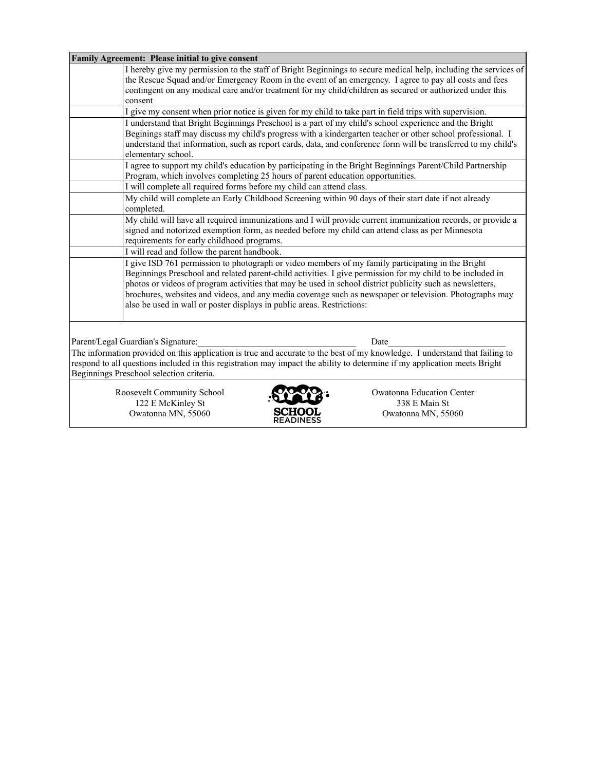| Family Agreement: Please initial to give consent | |
| --- | --- |
| | I hereby give my permission to the staff of Bright Beginnings to secure medical help, including the services of the Rescue Squad and/or Emergency Room in the event of an emergency. I agree to pay all costs and fees contingent on any medical care and/or treatment for my child/children as secured or authorized under this consent |
| | I give my consent when prior notice is given for my child to take part in field trips with supervision. |
| | I understand that Bright Beginnings Preschool is a part of my child's school experience and the Bright Beginings staff may discuss my child's progress with a kindergarten teacher or other school professional. I understand that information, such as report cards, data, and conference form will be transferred to my child's elementary school. |
| | I agree to support my child's education by participating in the Bright Beginnings Parent/Child Partnership Program, which involves completing 25 hours of parent education opportunities. |
| | I will complete all required forms before my child can attend class. |
| | My child will complete an Early Childhood Screening within 90 days of their start date if not already completed. |
| | My child will have all required immunizations and I will provide current immunization records, or provide a signed and notorized exemption form, as needed before my child can attend class as per Minnesota requirements for early childhood programs. |
| | I will read and follow the parent handbook. |
| | I give ISD 761 permission to photograph or video members of my family participating in the Bright Beginnings Preschool and related parent-child activities. I give permission for my child to be included in photos or videos of program activities that may be used in school district publicity such as newsletters, brochures, websites and videos, and any media coverage such as newspaper or television. Photographs may also be used in wall or poster displays in public areas. Restrictions: |

Parent/Legal Guardian's Signature:___________________________________ Date__________________________

The information provided on this application is true and accurate to the best of my knowledge. I understand that failing to respond to all questions included in this registration may impact the ability to determine if my application meets Bright Beginnings Preschool selection criteria.

Roosevelt Community School
122 E McKinley St
Owatonna MN, 55060

SCHOOL READINESS

Owatonna Education Center
338 E Main St
Owatonna MN, 55060